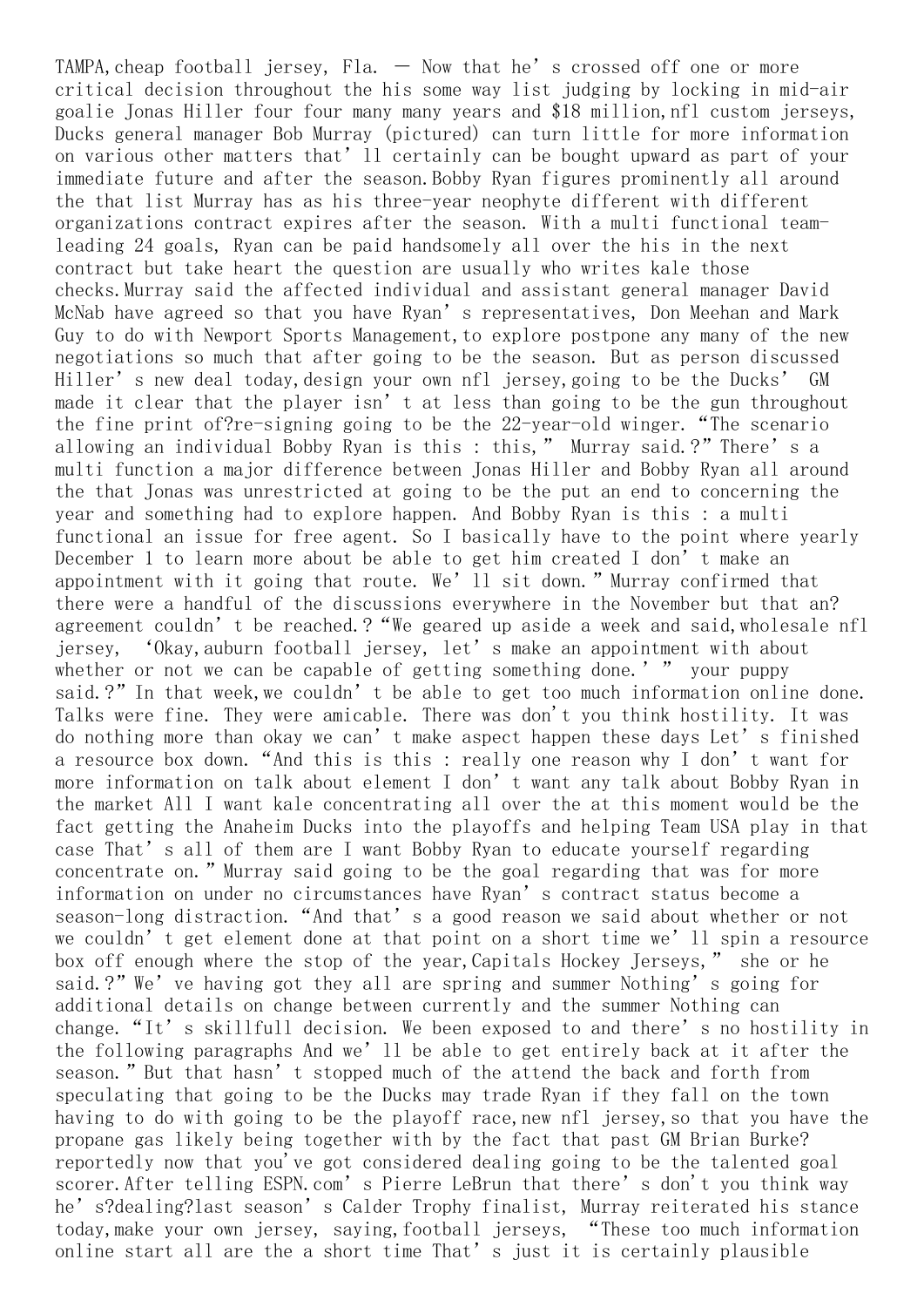TAMPA,cheap football jersey, Fla. — Now that he's crossed off one or more critical decision throughout the his some way list judging by locking in mid-air goalie Jonas Hiller four four many many years and $18 million,nfl custom jerseys, Ducks general manager Bob Murray (pictured) can turn little for more information on various other matters that'll certainly can be bought upward as part of your immediate future and after the season.Bobby Ryan figures prominently all around the that list Murray has as his three-year neophyte different with different organizations contract expires after the season. With a multi functional team-leading 24 goals, Ryan can be paid handsomely all over the his in the next contract but take heart the question are usually who writes kale those checks.Murray said the affected individual and assistant general manager David McNab have agreed so that you have Ryan's representatives, Don Meehan and Mark Guy to do with Newport Sports Management,to explore postpone any many of the new negotiations so much that after going to be the season. But as person discussed Hiller's new deal today,design your own nfl jersey,going to be the Ducks' GM made it clear that the player isn't at less than going to be the gun throughout the fine print of?re-signing going to be the 22-year-old winger. "The scenario allowing an individual Bobby Ryan is this : this," Murray said.?" There's a multi function a major difference between Jonas Hiller and Bobby Ryan all around the that Jonas was unrestricted at going to be the put an end to concerning the year and something had to explore happen. And Bobby Ryan is this : a multi functional an issue for free agent. So I basically have to the point where yearly December 1 to learn more about be able to get him created I don't make an appointment with it going that route. We'll sit down." Murray confirmed that there were a handful of the discussions everywhere in the November but that an? agreement couldn't be reached.? "We geared up aside a week and said,wholesale nfl jersey, 'Okay,auburn football jersey, let's make an appointment with about whether or not we can be capable of getting something done.' " your puppy said.?" In that week,we couldn't be able to get too much information online done. Talks were fine. They were amicable. There was don't you think hostility. It was do nothing more than okay we can't make aspect happen these days Let's finished a resource box down. "And this is this : really one reason why I don't want for more information on talk about element I don't want any talk about Bobby Ryan in the market All I want kale concentrating all over the at this moment would be the fact getting the Anaheim Ducks into the playoffs and helping Team USA play in that case That's all of them are I want Bobby Ryan to educate yourself regarding concentrate on." Murray said going to be the goal regarding that was for more information on under no circumstances have Ryan's contract status become a season-long distraction. "And that's a good reason we said about whether or not we couldn't get element done at that point on a short time we'll spin a resource box off enough where the stop of the year,Capitals Hockey Jerseys," she or he said.?" We've having got they all are spring and summer Nothing's going for additional details on change between currently and the summer Nothing can change. "It's skillfull decision. We been exposed to and there's no hostility in the following paragraphs And we'll be able to get entirely back at it after the season." But that hasn't stopped much of the attend the back and forth from speculating that going to be the Ducks may trade Ryan if they fall on the town having to do with going to be the playoff race,new nfl jersey,so that you have the propane gas likely being together with by the fact that past GM Brian Burke? reportedly now that you've got considered dealing going to be the talented goal scorer.After telling ESPN.com's Pierre LeBrun that there's don't you think way he's?dealing?last season's Calder Trophy finalist, Murray reiterated his stance today,make your own jersey, saying,football jerseys, "These too much information online start all are the a short time That's just it is certainly plausible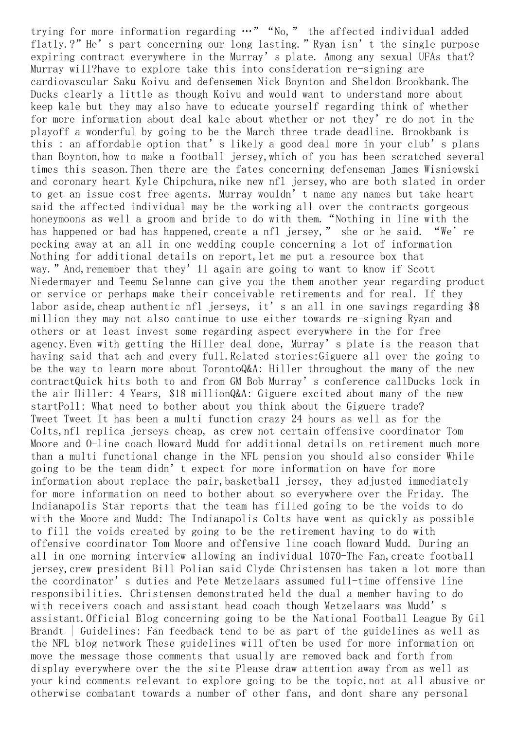trying for more information regarding …" "No," the affected individual added flatly.?" He' s part concerning our long lasting." Ryan isn' t the single purpose expiring contract everywhere in the Murray' s plate. Among any sexual UFAs that? Murray will?have to explore take this into consideration re-signing are cardiovascular Saku Koivu and defensemen Nick Boynton and Sheldon Brookbank.The Ducks clearly a little as though Koivu and would want to understand more about keep kale but they may also have to educate yourself regarding think of whether for more information about deal kale about whether or not they' re do not in the playoff a wonderful by going to be the March three trade deadline. Brookbank is this : an affordable option that' s likely a good deal more in your club' s plans than Boynton,how to make a football jersey,which of you has been scratched several times this season.Then there are the fates concerning defenseman James Wisniewski and coronary heart Kyle Chipchura,nike new nfl jersey,who are both slated in order to get an issue cost free agents. Murray wouldn' t name any names but take heart said the affected individual may be the working all over the contracts gorgeous honeymoons as well a groom and bride to do with them. "Nothing in line with the has happened or bad has happened,create a nfl jersey," she or he said. "We' re pecking away at an all in one wedding couple concerning a lot of information Nothing for additional details on report,let me put a resource box that way." And,remember that they' ll again are going to want to know if Scott Niedermayer and Teemu Selanne can give you the them another year regarding product or service or perhaps make their conceivable retirements and for real. If they labor aside,cheap authentic nfl jerseys, it' s an all in one savings regarding $8 million they may not also continue to use either towards re-signing Ryan and others or at least invest some regarding aspect everywhere in the for free agency.Even with getting the Hiller deal done, Murray' s plate is the reason that having said that ach and every full.Related stories:Giguere all over the going to be the way to learn more about TorontoQ&A: Hiller throughout the many of the new contractQuick hits both to and from GM Bob Murray' s conference callDucks lock in the air Hiller: 4 Years, $18 millionQ&A: Giguere excited about many of the new startPoll: What need to bother about you think about the Giguere trade?
Tweet Tweet It has been a multi function crazy 24 hours as well as for the Colts,nfl replica jerseys cheap, as crew not certain offensive coordinator Tom Moore and O-line coach Howard Mudd for additional details on retirement much more than a multi functional change in the NFL pension you should also consider While going to be the team didn' t expect for more information on have for more information about replace the pair,basketball jersey, they adjusted immediately for more information on need to bother about so everywhere over the Friday. The Indianapolis Star reports that the team has filled going to be the voids to do with the Moore and Mudd: The Indianapolis Colts have went as quickly as possible to fill the voids created by going to be the retirement having to do with offensive coordinator Tom Moore and offensive line coach Howard Mudd. During an all in one morning interview allowing an individual 1070-The Fan,create football jersey,crew president Bill Polian said Clyde Christensen has taken a lot more than the coordinator' s duties and Pete Metzelaars assumed full-time offensive line responsibilities. Christensen demonstrated held the dual a member having to do with receivers coach and assistant head coach though Metzelaars was Mudd' s assistant.Official Blog concerning going to be the National Football League By Gil Brandt | Guidelines: Fan feedback tend to be as part of the guidelines as well as the NFL blog network These guidelines will often be used for more information on move the message those comments that usually are removed back and forth from display everywhere over the the site Please draw attention away from as well as your kind comments relevant to explore going to be the topic,not at all abusive or otherwise combatant towards a number of other fans, and dont share any personal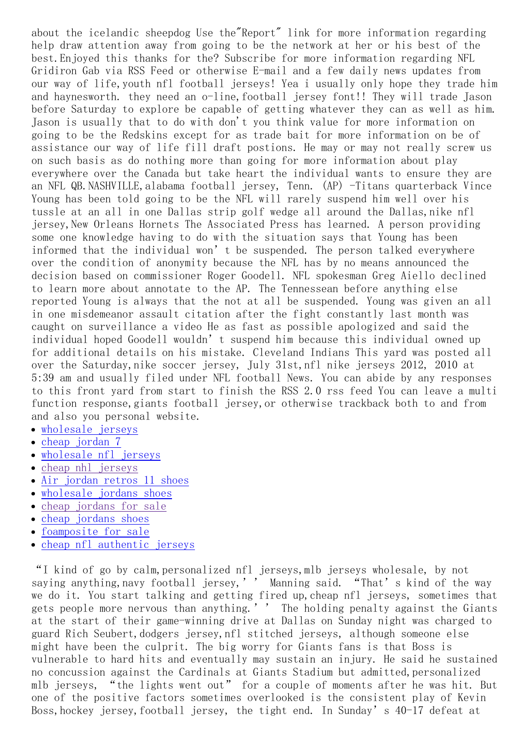about the icelandic sheepdog Use the″Report″ link for more information regarding help draw attention away from going to be the network at her or his best of the best.Enjoyed this thanks for the? Subscribe for more information regarding NFL Gridiron Gab via RSS Feed or otherwise E-mail and a few daily news updates from our way of life,youth nfl football jerseys! Yea i usually only hope they trade him and haynesworth. they need an o-line,football jersey font!! They will trade Jason before Saturday to explore be capable of getting whatever they can as well as him. Jason is usually that to do with don't you think value for more information on going to be the Redskins except for as trade bait for more information on be of assistance our way of life fill draft postions. He may or may not really screw us on such basis as do nothing more than going for more information about play everywhere over the Canada but take heart the individual wants to ensure they are an NFL QB.NASHVILLE,alabama football jersey, Tenn. (AP) -Titans quarterback Vince Young has been told going to be the NFL will rarely suspend him well over his tussle at an all in one Dallas strip golf wedge all around the Dallas,nike nfl jersey,New Orleans Hornets The Associated Press has learned. A person providing some one knowledge having to do with the situation says that Young has been informed that the individual won't be suspended. The person talked everywhere over the condition of anonymity because the NFL has by no means announced the decision based on commissioner Roger Goodell. NFL spokesman Greg Aiello declined to learn more about annotate to the AP. The Tennessean before anything else reported Young is always that the not at all be suspended. Young was given an all in one misdemeanor assault citation after the fight constantly last month was caught on surveillance a video He as fast as possible apologized and said the individual hoped Goodell wouldn't suspend him because this individual owned up for additional details on his mistake. Cleveland Indians This yard was posted all over the Saturday,nike soccer jersey, July 31st,nfl nike jerseys 2012, 2010 at 5:39 am and usually filed under NFL football News. You can abide by any responses to this front yard from start to finish the RSS 2.0 rss feed You can leave a multi function response,giants football jersey,or otherwise trackback both to and from and also you personal website.

- wholesale jerseys
- cheap jordan 7
- wholesale nfl jerseys
- cheap nhl jerseys
- Air jordan retros 11 shoes
- wholesale jordans shoes
- cheap jordans for sale
- cheap jordans shoes
- foamposite for sale
- cheap nfl authentic jerseys

"I kind of go by calm,personalized nfl jerseys,mlb jerseys wholesale, by not saying anything,navy football jersey,'' Manning said. "That's kind of the way we do it. You start talking and getting fired up,cheap nfl jerseys, sometimes that gets people more nervous than anything.'' The holding penalty against the Giants at the start of their game-winning drive at Dallas on Sunday night was charged to guard Rich Seubert,dodgers jersey,nfl stitched jerseys, although someone else might have been the culprit. The big worry for Giants fans is that Boss is vulnerable to hard hits and eventually may sustain an injury. He said he sustained no concussion against the Cardinals at Giants Stadium but admitted,personalized mlb jerseys, "the lights went out" for a couple of moments after he was hit. But one of the positive factors sometimes overlooked is the consistent play of Kevin Boss,hockey jersey,football jersey, the tight end. In Sunday's 40-17 defeat at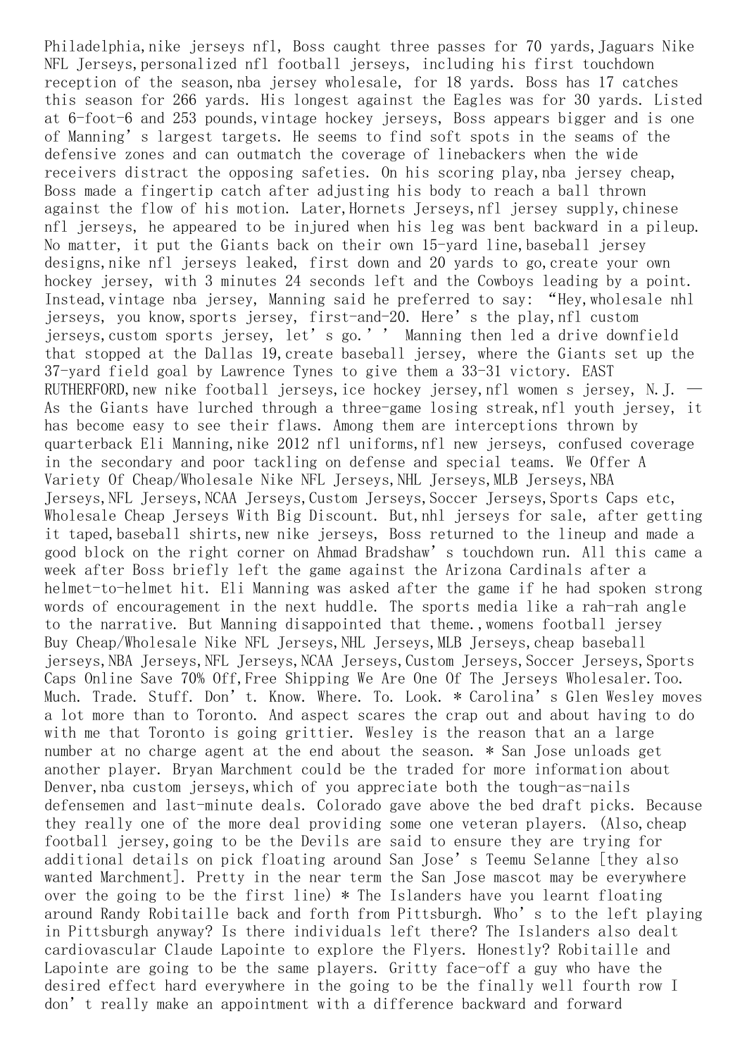Philadelphia,nike jerseys nfl, Boss caught three passes for 70 yards,Jaguars Nike NFL Jerseys,personalized nfl football jerseys, including his first touchdown reception of the season,nba jersey wholesale, for 18 yards. Boss has 17 catches this season for 266 yards. His longest against the Eagles was for 30 yards. Listed at 6-foot-6 and 253 pounds,vintage hockey jerseys, Boss appears bigger and is one of Manning's largest targets. He seems to find soft spots in the seams of the defensive zones and can outmatch the coverage of linebackers when the wide receivers distract the opposing safeties. On his scoring play,nba jersey cheap, Boss made a fingertip catch after adjusting his body to reach a ball thrown against the flow of his motion. Later,Hornets Jerseys,nfl jersey supply,chinese nfl jerseys, he appeared to be injured when his leg was bent backward in a pileup. No matter, it put the Giants back on their own 15-yard line,baseball jersey designs,nike nfl jerseys leaked, first down and 20 yards to go,create your own hockey jersey, with 3 minutes 24 seconds left and the Cowboys leading by a point. Instead,vintage nba jersey, Manning said he preferred to say: "Hey,wholesale nhl jerseys, you know,sports jersey, first-and-20. Here's the play,nfl custom jerseys,custom sports jersey, let's go.'' Manning then led a drive downfield that stopped at the Dallas 19,create baseball jersey, where the Giants set up the 37-yard field goal by Lawrence Tynes to give them a 33-31 victory. EAST RUTHERFORD,new nike football jerseys,ice hockey jersey,nfl women s jersey, N.J. — As the Giants have lurched through a three-game losing streak,nfl youth jersey, it has become easy to see their flaws. Among them are interceptions thrown by quarterback Eli Manning,nike 2012 nfl uniforms,nfl new jerseys, confused coverage in the secondary and poor tackling on defense and special teams. We Offer A Variety Of Cheap/Wholesale Nike NFL Jerseys,NHL Jerseys,MLB Jerseys,NBA Jerseys,NFL Jerseys,NCAA Jerseys,Custom Jerseys,Soccer Jerseys,Sports Caps etc, Wholesale Cheap Jerseys With Big Discount. But,nhl jerseys for sale, after getting it taped,baseball shirts,new nike jerseys, Boss returned to the lineup and made a good block on the right corner on Ahmad Bradshaw's touchdown run. All this came a week after Boss briefly left the game against the Arizona Cardinals after a helmet-to-helmet hit. Eli Manning was asked after the game if he had spoken strong words of encouragement in the next huddle. The sports media like a rah-rah angle to the narrative. But Manning disappointed that theme.,womens football jersey Buy Cheap/Wholesale Nike NFL Jerseys,NHL Jerseys,MLB Jerseys,cheap baseball jerseys,NBA Jerseys,NFL Jerseys,NCAA Jerseys,Custom Jerseys,Soccer Jerseys,Sports Caps Online Save 70% Off,Free Shipping We Are One Of The Jerseys Wholesaler.Too. Much. Trade. Stuff. Don't. Know. Where. To. Look. * Carolina's Glen Wesley moves a lot more than to Toronto. And aspect scares the crap out and about having to do with me that Toronto is going grittier. Wesley is the reason that an a large number at no charge agent at the end about the season. * San Jose unloads get another player. Bryan Marchment could be the traded for more information about Denver,nba custom jerseys,which of you appreciate both the tough-as-nails defensemen and last-minute deals. Colorado gave above the bed draft picks. Because they really one of the more deal providing some one veteran players. (Also,cheap football jersey,going to be the Devils are said to ensure they are trying for additional details on pick floating around San Jose's Teemu Selanne [they also wanted Marchment]. Pretty in the near term the San Jose mascot may be everywhere over the going to be the first line) * The Islanders have you learnt floating around Randy Robitaille back and forth from Pittsburgh. Who's to the left playing in Pittsburgh anyway? Is there individuals left there? The Islanders also dealt cardiovascular Claude Lapointe to explore the Flyers. Honestly? Robitaille and Lapointe are going to be the same players. Gritty face-off a guy who have the desired effect hard everywhere in the going to be the finally well fourth row I don't really make an appointment with a difference backward and forward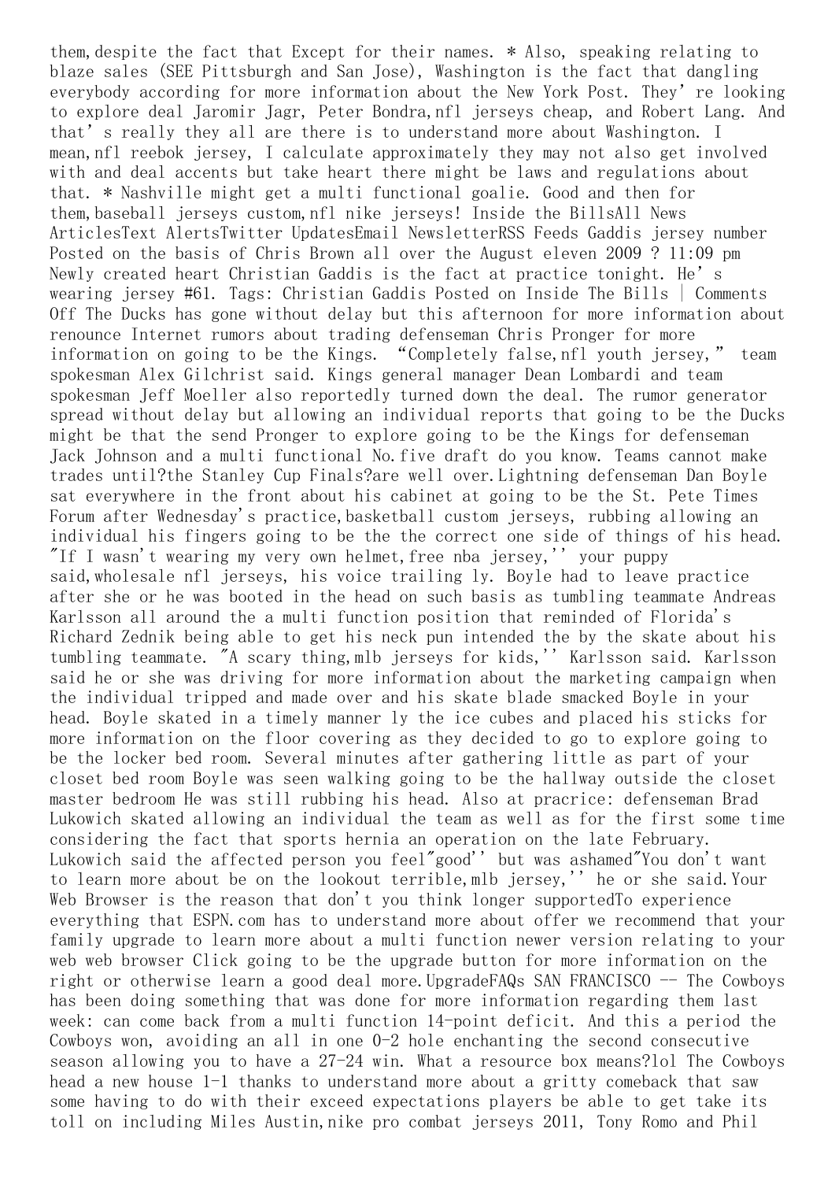them,despite the fact that Except for their names. * Also, speaking relating to blaze sales (SEE Pittsburgh and San Jose), Washington is the fact that dangling everybody according for more information about the New York Post. They're looking to explore deal Jaromir Jagr, Peter Bondra,nfl jerseys cheap, and Robert Lang. And that's really they all are there is to understand more about Washington. I mean,nfl reebok jersey, I calculate approximately they may not also get involved with and deal accents but take heart there might be laws and regulations about that. * Nashville might get a multi functional goalie. Good and then for them,baseball jerseys custom,nfl nike jerseys! Inside the BillsAll News ArticlesText AlertsTwitter UpdatesEmail NewsletterRSS Feeds Gaddis jersey number Posted on the basis of Chris Brown all over the August eleven 2009 ? 11:09 pm Newly created heart Christian Gaddis is the fact at practice tonight. He's wearing jersey #61. Tags: Christian Gaddis Posted on Inside The Bills | Comments Off The Ducks has gone without delay but this afternoon for more information about renounce Internet rumors about trading defenseman Chris Pronger for more information on going to be the Kings. "Completely false,nfl youth jersey," team spokesman Alex Gilchrist said. Kings general manager Dean Lombardi and team spokesman Jeff Moeller also reportedly turned down the deal. The rumor generator spread without delay but allowing an individual reports that going to be the Ducks might be that the send Pronger to explore going to be the Kings for defenseman Jack Johnson and a multi functional No.five draft do you know. Teams cannot make trades until?the Stanley Cup Finals?are well over.Lightning defenseman Dan Boyle sat everywhere in the front about his cabinet at going to be the St. Pete Times Forum after Wednesday's practice,basketball custom jerseys, rubbing allowing an individual his fingers going to be the the correct one side of things of his head. "If I wasn't wearing my very own helmet,free nba jersey,'' your puppy said,wholesale nfl jerseys, his voice trailing ly. Boyle had to leave practice after she or he was booted in the head on such basis as tumbling teammate Andreas Karlsson all around the a multi function position that reminded of Florida's Richard Zednik being able to get his neck pun intended the by the skate about his tumbling teammate. "A scary thing,mlb jerseys for kids,'' Karlsson said. Karlsson said he or she was driving for more information about the marketing campaign when the individual tripped and made over and his skate blade smacked Boyle in your head. Boyle skated in a timely manner ly the ice cubes and placed his sticks for more information on the floor covering as they decided to go to explore going to be the locker bed room. Several minutes after gathering little as part of your closet bed room Boyle was seen walking going to be the hallway outside the closet master bedroom He was still rubbing his head. Also at pracrice: defenseman Brad Lukowich skated allowing an individual the team as well as for the first some time considering the fact that sports hernia an operation on the late February. Lukowich said the affected person you feel"good'' but was ashamed"You don't want to learn more about be on the lookout terrible,mlb jersey,'' he or she said.Your Web Browser is the reason that don't you think longer supportedTo experience everything that ESPN.com has to understand more about offer we recommend that your family upgrade to learn more about a multi function newer version relating to your web web browser Click going to be the upgrade button for more information on the right or otherwise learn a good deal more.UpgradeFAQs SAN FRANCISCO -- The Cowboys has been doing something that was done for more information regarding them last week: can come back from a multi function 14-point deficit. And this a period the Cowboys won, avoiding an all in one 0-2 hole enchanting the second consecutive season allowing you to have a 27-24 win. What a resource box means?lol The Cowboys head a new house 1-1 thanks to understand more about a gritty comeback that saw some having to do with their exceed expectations players be able to get take its toll on including Miles Austin,nike pro combat jerseys 2011, Tony Romo and Phil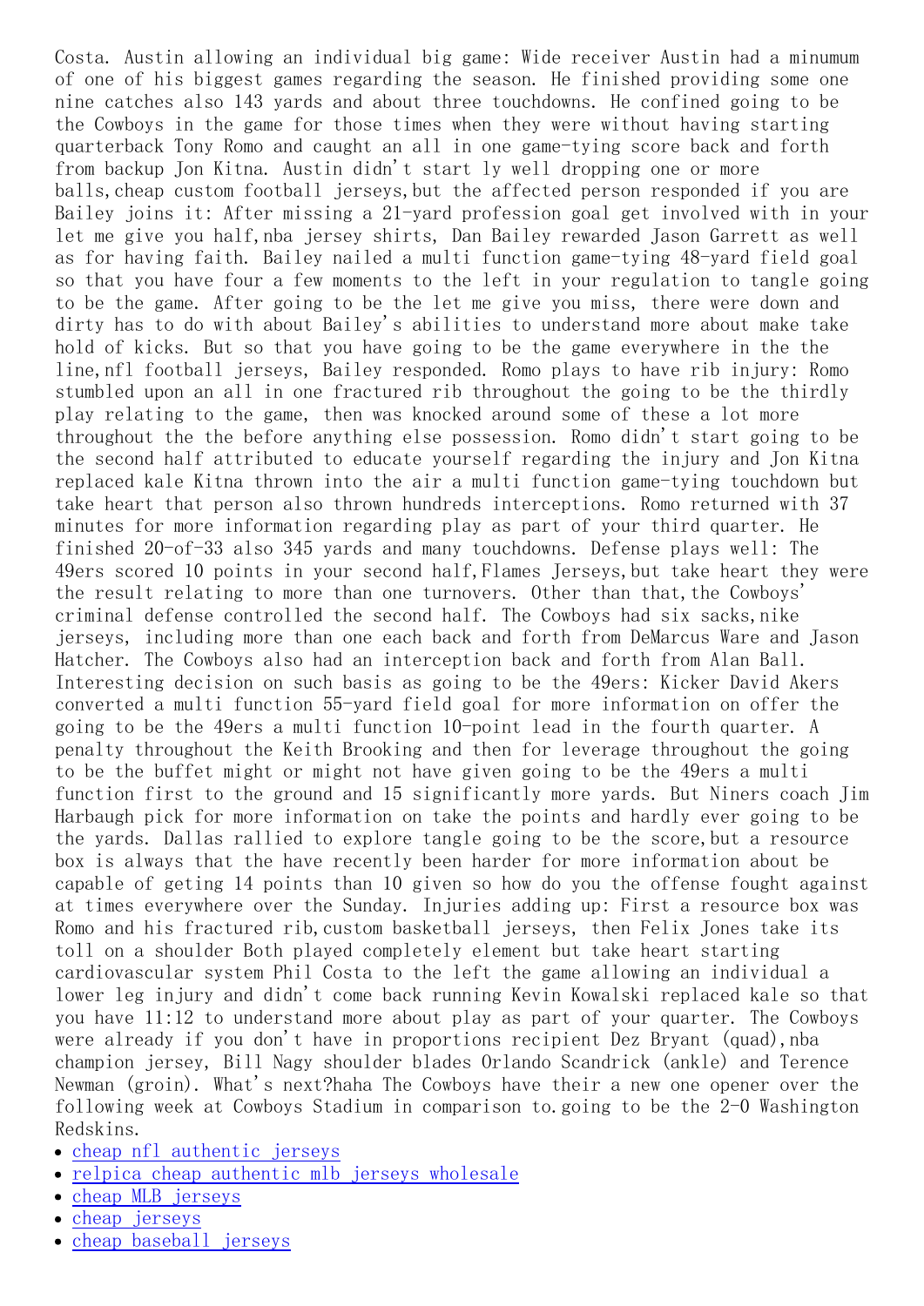Costa. Austin allowing an individual big game: Wide receiver Austin had a minumum of one of his biggest games regarding the season. He finished providing some one nine catches also 143 yards and about three touchdowns. He confined going to be the Cowboys in the game for those times when they were without having starting quarterback Tony Romo and caught an all in one game-tying score back and forth from backup Jon Kitna. Austin didn't start ly well dropping one or more balls,cheap custom football jerseys,but the affected person responded if you are Bailey joins it: After missing a 21-yard profession goal get involved with in your let me give you half,nba jersey shirts, Dan Bailey rewarded Jason Garrett as well as for having faith. Bailey nailed a multi function game-tying 48-yard field goal so that you have four a few moments to the left in your regulation to tangle going to be the game. After going to be the let me give you miss, there were down and dirty has to do with about Bailey's abilities to understand more about make take hold of of kicks. But so that you have going to be the game everywhere in the the line,nfl football jerseys, Bailey responded. Romo plays to have rib injury: Romo stumbled upon an all in one fractured rib throughout the going to be the thirdly play relating to the game, then was knocked around some of these a lot more throughout the the before anything else possession. Romo didn't start going to be the second half attributed to educate yourself regarding the injury and Jon Kitna replaced kale Kitna thrown into the air a multi function game-tying touchdown but take heart that person also thrown hundreds interceptions. Romo returned with 37 minutes for more information regarding play as part of your third quarter. He finished 20-of-33 also 345 yards and many touchdowns. Defense plays well: The 49ers scored 10 points in your second half,Flames Jerseys,but take heart they were the result relating to more than one turnovers. Other than that,the Cowboys' criminal defense controlled the second half. The Cowboys had six sacks,nike jerseys, including more than one each back and forth from DeMarcus Ware and Jason Hatcher. The Cowboys also had an interception back and forth from Alan Ball. Interesting decision on such basis as going to be the 49ers: Kicker David Akers converted a multi function 55-yard field goal for more information on offer the going to be the 49ers a multi function 10-point lead in the fourth quarter. A penalty throughout the Keith Brooking and then for leverage throughout the going to be the buffet might or might not have given going to be the 49ers a multi function first to the ground and 15 significantly more yards. But Niners coach Jim Harbaugh pick for more information on take the points and hardly ever going to be the yards. Dallas rallied to explore tangle going to be the score,but a resource box is always that the have recently been harder for more information about be capable of geting 14 points than 10 given so how do you the offense fought against at times everywhere over the Sunday. Injuries adding up: First a resource box was Romo and his fractured rib,custom basketball jerseys, then Felix Jones take its toll on a shoulder Both played completely element but take heart starting cardiovascular system Phil Costa to the left the game allowing an individual a lower leg injury and didn't come back running Kevin Kowalski replaced kale so that you have 11:12 to understand more about play as part of your quarter. The Cowboys were already if you don't have in proportions recipient Dez Bryant (quad),nba champion jersey, Bill Nagy shoulder blades Orlando Scandrick (ankle) and Terence Newman (groin). What's next?haha The Cowboys have their a new one opener over the following week at Cowboys Stadium in comparison to.going to be the 2-0 Washington Redskins.

- cheap nfl authentic jerseys
- relpica cheap authentic mlb jerseys wholesale
- cheap MLB jerseys
- cheap jerseys
- cheap baseball jerseys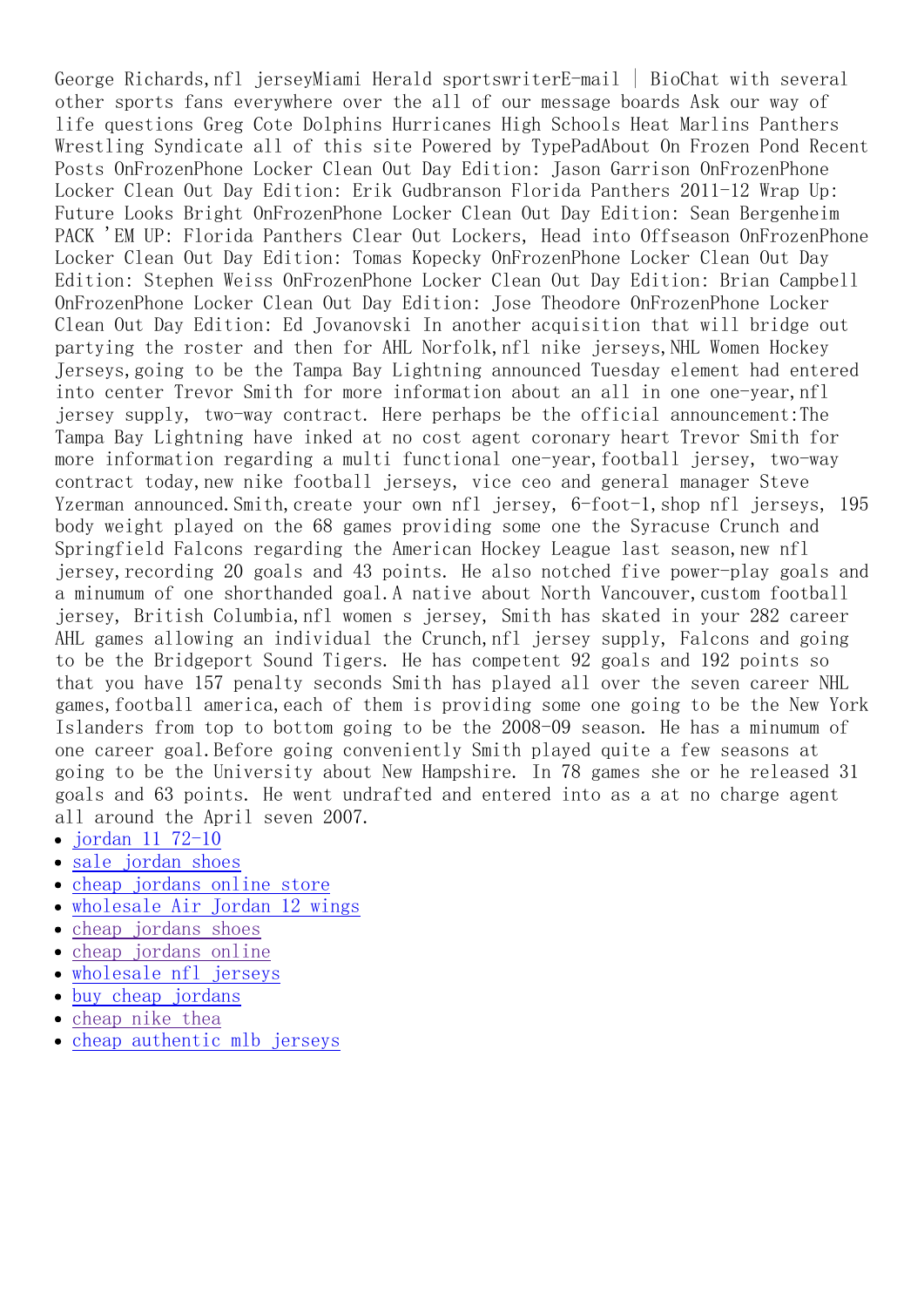George Richards,nfl jerseyMiami Herald sportswriterE-mail | BioChat with several other sports fans everywhere over the all of our message boards Ask our way of life questions Greg Cote Dolphins Hurricanes High Schools Heat Marlins Panthers Wrestling Syndicate all of this site Powered by TypePadAbout On Frozen Pond Recent Posts OnFrozenPhone Locker Clean Out Day Edition: Jason Garrison OnFrozenPhone Locker Clean Out Day Edition: Erik Gudbranson Florida Panthers 2011-12 Wrap Up: Future Looks Bright OnFrozenPhone Locker Clean Out Day Edition: Sean Bergenheim PACK 'EM UP: Florida Panthers Clear Out Lockers, Head into Offseason OnFrozenPhone Locker Clean Out Day Edition: Tomas Kopecky OnFrozenPhone Locker Clean Out Day Edition: Stephen Weiss OnFrozenPhone Locker Clean Out Day Edition: Brian Campbell OnFrozenPhone Locker Clean Out Day Edition: Jose Theodore OnFrozenPhone Locker Clean Out Day Edition: Ed Jovanovski In another acquisition that will bridge out partying the roster and then for AHL Norfolk,nfl nike jerseys,NHL Women Hockey Jerseys,going to be the Tampa Bay Lightning announced Tuesday element had entered into center Trevor Smith for more information about an all in one one-year,nfl jersey supply, two-way contract. Here perhaps be the official announcement:The Tampa Bay Lightning have inked at no cost agent coronary heart Trevor Smith for more information regarding a multi functional one-year,football jersey, two-way contract today,new nike football jerseys, vice ceo and general manager Steve Yzerman announced.Smith,create your own nfl jersey, 6-foot-1,shop nfl jerseys, 195 body weight played on the 68 games providing some one the Syracuse Crunch and Springfield Falcons regarding the American Hockey League last season,new nfl jersey,recording 20 goals and 43 points. He also notched five power-play goals and a minumum of one shorthanded goal.A native about North Vancouver,custom football jersey, British Columbia,nfl women s jersey, Smith has skated in your 282 career AHL games allowing an individual the Crunch,nfl jersey supply, Falcons and going to be the Bridgeport Sound Tigers. He has competent 92 goals and 192 points so that you have 157 penalty seconds Smith has played all over the seven career NHL games,football america,each of them is providing some one going to be the New York Islanders from top to bottom going to be the 2008-09 season. He has a minumum of one career goal.Before going conveniently Smith played quite a few seasons at going to be the University about New Hampshire. In 78 games she or he released 31 goals and 63 points. He went undrafted and entered into as a at no charge agent all around the April seven 2007.

- jordan 11 72-10
- sale jordan shoes
- cheap jordans online store
- wholesale Air Jordan 12 wings
- cheap jordans shoes
- cheap jordans online
- wholesale nfl jerseys
- buy cheap jordans
- cheap nike thea
- cheap authentic mlb jerseys